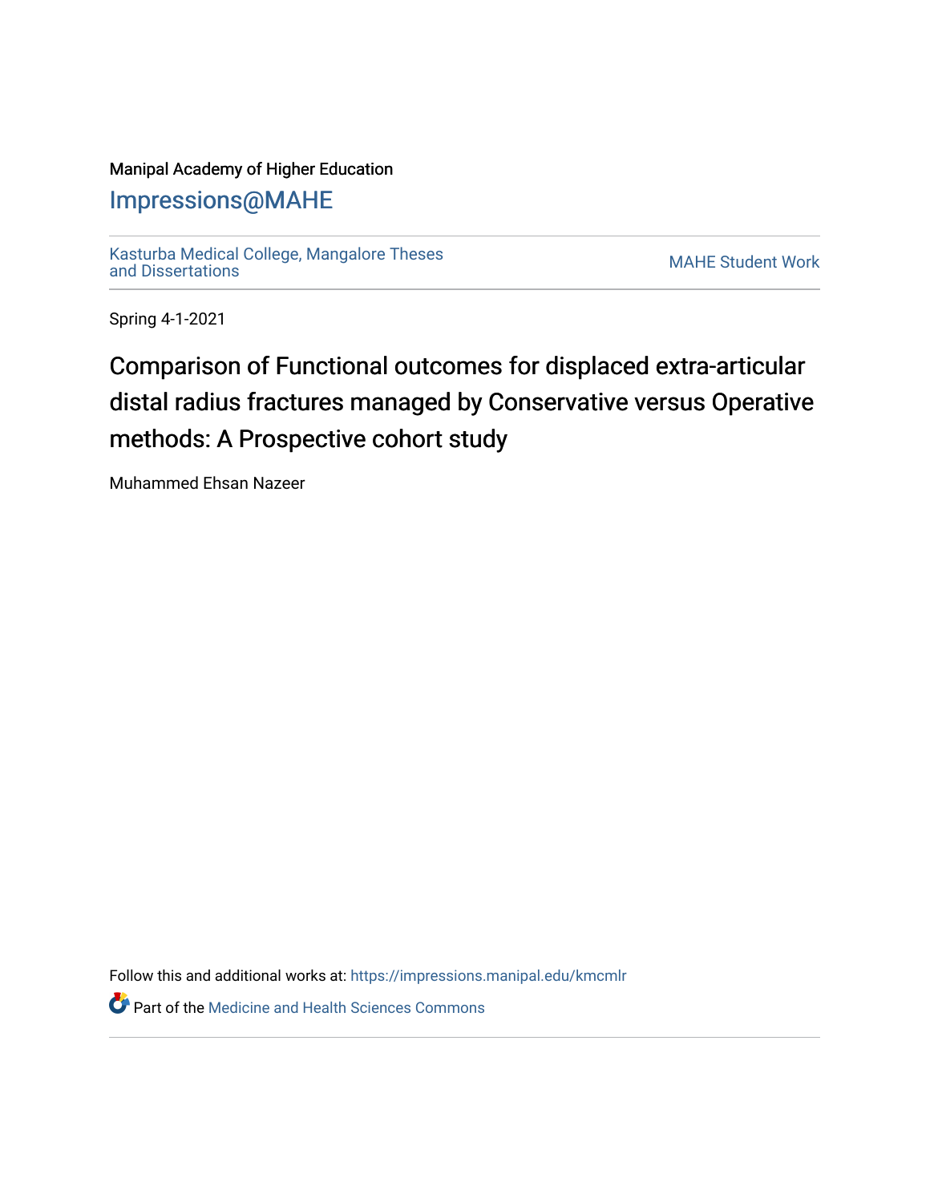Manipal Academy of Higher Education

## Impressions@MAHE

Kasturba Medical College, Mangalore Theses and Dissertations

MAHE Student Work

Spring 4-1-2021

# Comparison of Functional outcomes for displaced extra-articular distal radius fractures managed by Conservative versus Operative methods: A Prospective cohort study

Muhammed Ehsan Nazeer

Follow this and additional works at: https://impressions.manipal.edu/kmcmlr

Part of the Medicine and Health Sciences Commons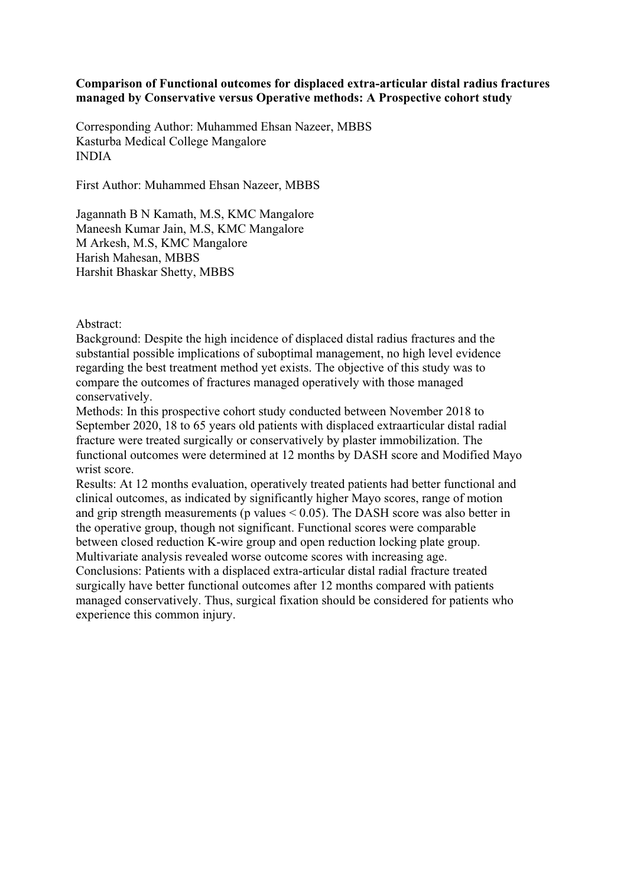**Comparison of Functional outcomes for displaced extra-articular distal radius fractures managed by Conservative versus Operative methods: A Prospective cohort study**

Corresponding Author: Muhammed Ehsan Nazeer, MBBS
Kasturba Medical College Mangalore
INDIA

First Author: Muhammed Ehsan Nazeer, MBBS

Jagannath B N Kamath, M.S, KMC Mangalore
Maneesh Kumar Jain, M.S, KMC Mangalore
M Arkesh, M.S, KMC Mangalore
Harish Mahesan, MBBS
Harshit Bhaskar Shetty, MBBS

Abstract:
Background: Despite the high incidence of displaced distal radius fractures and the substantial possible implications of suboptimal management, no high level evidence regarding the best treatment method yet exists. The objective of this study was to compare the outcomes of fractures managed operatively with those managed conservatively.
Methods: In this prospective cohort study conducted between November 2018 to September 2020, 18 to 65 years old patients with displaced extraarticular distal radial fracture were treated surgically or conservatively by plaster immobilization. The functional outcomes were determined at 12 months by DASH score and Modified Mayo wrist score.
Results: At 12 months evaluation, operatively treated patients had better functional and clinical outcomes, as indicated by significantly higher Mayo scores, range of motion and grip strength measurements (p values $< 0.05$). The DASH score was also better in the operative group, though not significant. Functional scores were comparable between closed reduction K-wire group and open reduction locking plate group. Multivariate analysis revealed worse outcome scores with increasing age.
Conclusions: Patients with a displaced extra-articular distal radial fracture treated surgically have better functional outcomes after 12 months compared with patients managed conservatively. Thus, surgical fixation should be considered for patients who experience this common injury.